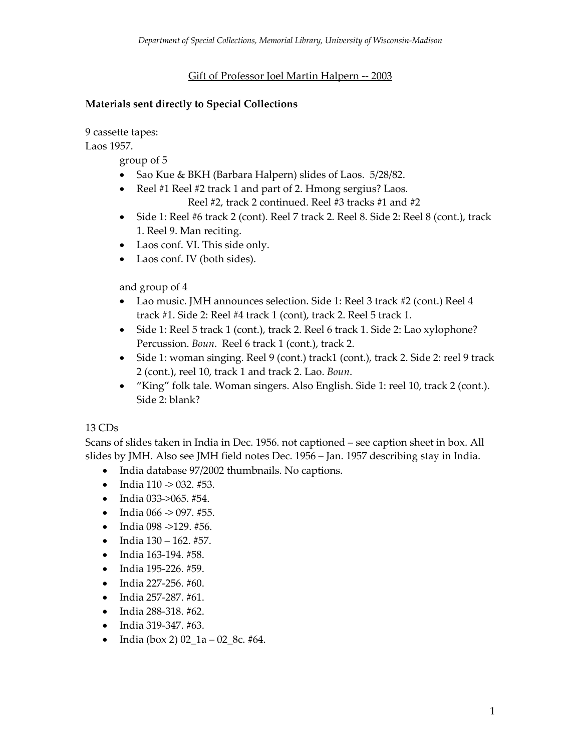Gift of Professor Joel Martin Halpern -- 2003

**Materials sent directly to Special Collections**

9 cassette tapes:
Laos 1957.

group of 5

- Sao Kue & BKH (Barbara Halpern) slides of Laos. 5/28/82.
- Reel #1 Reel #2 track 1 and part of 2. Hmong sergius? Laos.
  Reel #2, track 2 continued. Reel #3 tracks #1 and #2
- Side 1: Reel #6 track 2 (cont). Reel 7 track 2. Reel 8. Side 2: Reel 8 (cont.), track 1. Reel 9. Man reciting.
- Laos conf. VI. This side only.
- Laos conf. IV (both sides).

and group of 4

- Lao music. JMH announces selection. Side 1: Reel 3 track #2 (cont.) Reel 4 track #1. Side 2: Reel #4 track 1 (cont), track 2. Reel 5 track 1.
- Side 1: Reel 5 track 1 (cont.), track 2. Reel 6 track 1. Side 2: Lao xylophone? Percussion. *Boun*. Reel 6 track 1 (cont.), track 2.
- Side 1: woman singing. Reel 9 (cont.) track1 (cont.), track 2. Side 2: reel 9 track 2 (cont.), reel 10, track 1 and track 2. Lao. *Boun*.
- "King" folk tale. Woman singers. Also English. Side 1: reel 10, track 2 (cont.). Side 2: blank?

13 CDs
Scans of slides taken in India in Dec. 1956. not captioned – see caption sheet in box. All slides by JMH. Also see JMH field notes Dec. 1956 – Jan. 1957 describing stay in India.

- India database 97/2002 thumbnails. No captions.
- India 110 -> 032. #53.
- India 033->065. #54.
- India 066 -> 097. #55.
- India 098 ->129. #56.
- India 130 – 162. #57.
- India 163-194. #58.
- India 195-226. #59.
- India 227-256. #60.
- India 257-287. #61.
- India 288-318. #62.
- India 319-347. #63.
- India (box 2) 02_1a – 02_8c. #64.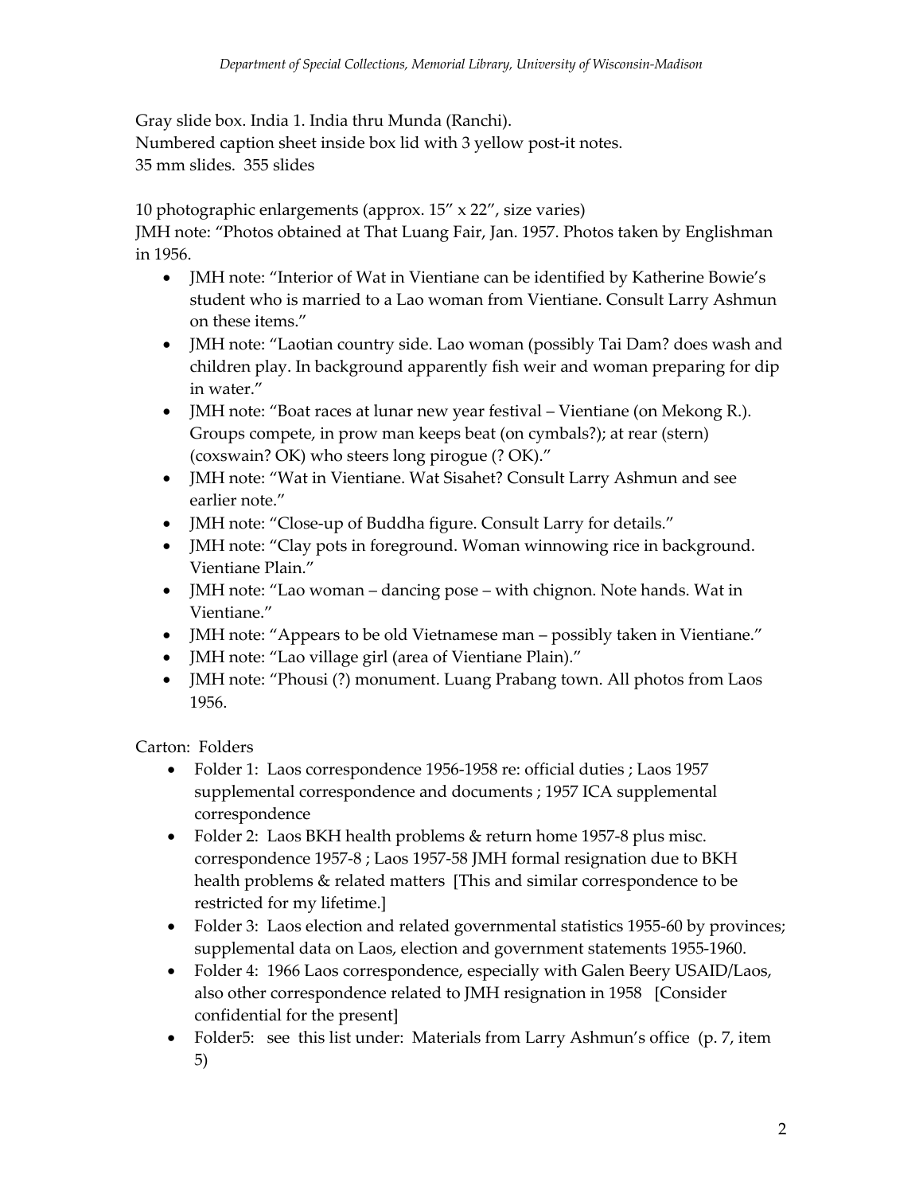Gray slide box. India 1. India thru Munda (Ranchi).
Numbered caption sheet inside box lid with 3 yellow post-it notes.
35 mm slides. 355 slides

10 photographic enlargements (approx. 15" x 22", size varies)
JMH note: "Photos obtained at That Luang Fair, Jan. 1957. Photos taken by Englishman in 1956.

- JMH note: "Interior of Wat in Vientiane can be identified by Katherine Bowie's student who is married to a Lao woman from Vientiane. Consult Larry Ashmun on these items."
- JMH note: "Laotian country side. Lao woman (possibly Tai Dam? does wash and children play. In background apparently fish weir and woman preparing for dip in water."
- JMH note: "Boat races at lunar new year festival – Vientiane (on Mekong R.). Groups compete, in prow man keeps beat (on cymbals?); at rear (stern) (coxswain? OK) who steers long pirogue (? OK)."
- JMH note: "Wat in Vientiane. Wat Sisahet? Consult Larry Ashmun and see earlier note."
- JMH note: "Close-up of Buddha figure. Consult Larry for details."
- JMH note: "Clay pots in foreground. Woman winnowing rice in background. Vientiane Plain."
- JMH note: "Lao woman – dancing pose – with chignon. Note hands. Wat in Vientiane."
- JMH note: "Appears to be old Vietnamese man – possibly taken in Vientiane."
- JMH note: "Lao village girl (area of Vientiane Plain)."
- JMH note: "Phousi (?) monument. Luang Prabang town. All photos from Laos 1956.

Carton: Folders

- Folder 1: Laos correspondence 1956-1958 re: official duties ; Laos 1957 supplemental correspondence and documents ; 1957 ICA supplemental correspondence
- Folder 2: Laos BKH health problems & return home 1957-8 plus misc. correspondence 1957-8 ; Laos 1957-58 JMH formal resignation due to BKH health problems & related matters [This and similar correspondence to be restricted for my lifetime.]
- Folder 3: Laos election and related governmental statistics 1955-60 by provinces; supplemental data on Laos, election and government statements 1955-1960.
- Folder 4: 1966 Laos correspondence, especially with Galen Beery USAID/Laos, also other correspondence related to JMH resignation in 1958 [Consider confidential for the present]
- Folder5: see this list under: Materials from Larry Ashmun's office (p. 7, item 5)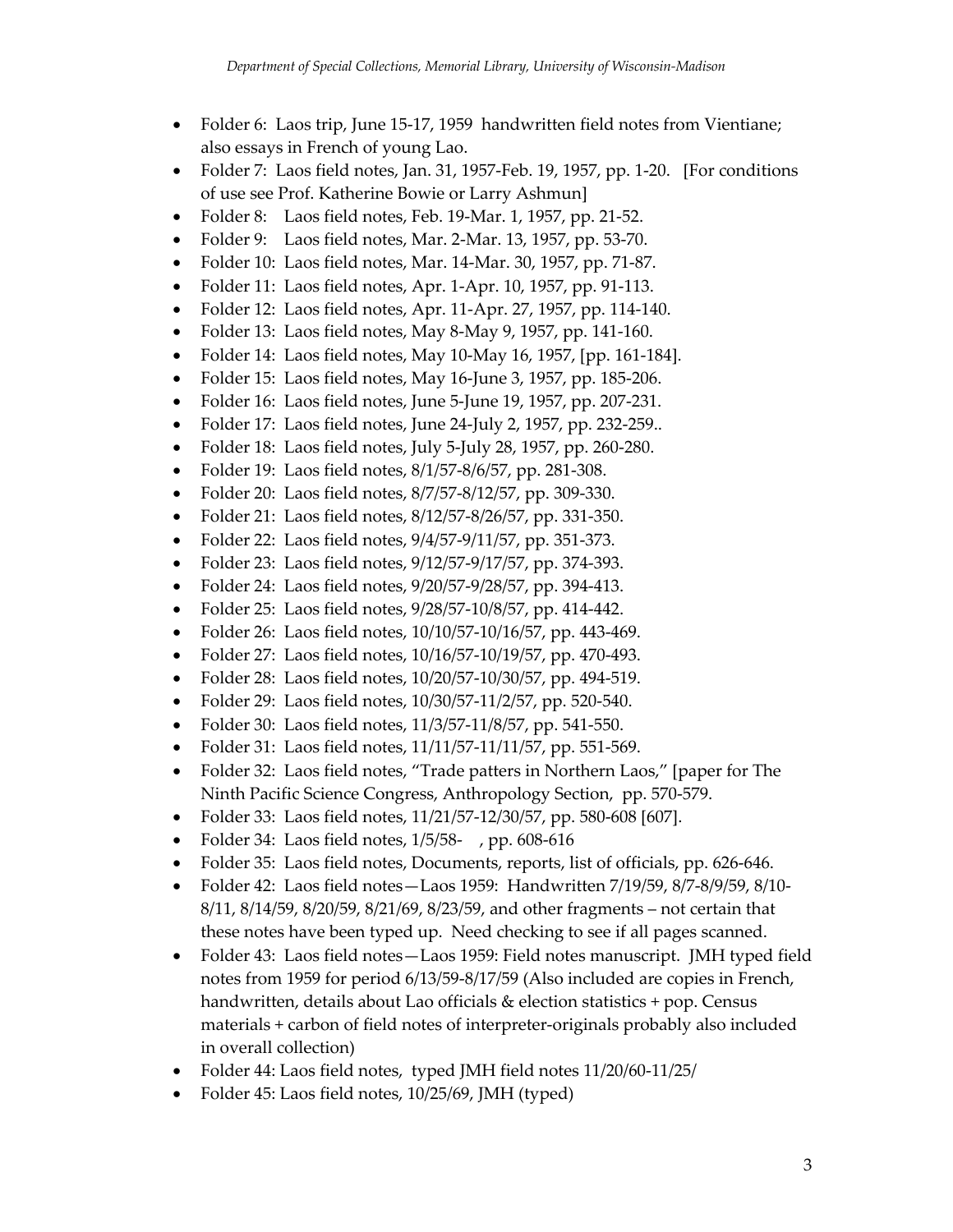- Folder 6: Laos trip, June 15-17, 1959 handwritten field notes from Vientiane; also essays in French of young Lao.
- Folder 7: Laos field notes, Jan. 31, 1957-Feb. 19, 1957, pp. 1-20. [For conditions of use see Prof. Katherine Bowie or Larry Ashmun]
- Folder 8: Laos field notes, Feb. 19-Mar. 1, 1957, pp. 21-52.
- Folder 9: Laos field notes, Mar. 2-Mar. 13, 1957, pp. 53-70.
- Folder 10: Laos field notes, Mar. 14-Mar. 30, 1957, pp. 71-87.
- Folder 11: Laos field notes, Apr. 1-Apr. 10, 1957, pp. 91-113.
- Folder 12: Laos field notes, Apr. 11-Apr. 27, 1957, pp. 114-140.
- Folder 13: Laos field notes, May 8-May 9, 1957, pp. 141-160.
- Folder 14: Laos field notes, May 10-May 16, 1957, [pp. 161-184].
- Folder 15: Laos field notes, May 16-June 3, 1957, pp. 185-206.
- Folder 16: Laos field notes, June 5-June 19, 1957, pp. 207-231.
- Folder 17: Laos field notes, June 24-July 2, 1957, pp. 232-259..
- Folder 18: Laos field notes, July 5-July 28, 1957, pp. 260-280.
- Folder 19: Laos field notes, 8/1/57-8/6/57, pp. 281-308.
- Folder 20: Laos field notes, 8/7/57-8/12/57, pp. 309-330.
- Folder 21: Laos field notes, 8/12/57-8/26/57, pp. 331-350.
- Folder 22: Laos field notes, 9/4/57-9/11/57, pp. 351-373.
- Folder 23: Laos field notes, 9/12/57-9/17/57, pp. 374-393.
- Folder 24: Laos field notes, 9/20/57-9/28/57, pp. 394-413.
- Folder 25: Laos field notes, 9/28/57-10/8/57, pp. 414-442.
- Folder 26: Laos field notes, 10/10/57-10/16/57, pp. 443-469.
- Folder 27: Laos field notes, 10/16/57-10/19/57, pp. 470-493.
- Folder 28: Laos field notes, 10/20/57-10/30/57, pp. 494-519.
- Folder 29: Laos field notes, 10/30/57-11/2/57, pp. 520-540.
- Folder 30: Laos field notes, 11/3/57-11/8/57, pp. 541-550.
- Folder 31: Laos field notes, 11/11/57-11/11/57, pp. 551-569.
- Folder 32: Laos field notes, "Trade patters in Northern Laos," [paper for The Ninth Pacific Science Congress, Anthropology Section, pp. 570-579.
- Folder 33: Laos field notes, 11/21/57-12/30/57, pp. 580-608 [607].
- Folder 34: Laos field notes, 1/5/58- , pp. 608-616
- Folder 35: Laos field notes, Documents, reports, list of officials, pp. 626-646.
- Folder 42: Laos field notes—Laos 1959: Handwritten 7/19/59, 8/7-8/9/59, 8/10-8/11, 8/14/59, 8/20/59, 8/21/69, 8/23/59, and other fragments – not certain that these notes have been typed up. Need checking to see if all pages scanned.
- Folder 43: Laos field notes—Laos 1959: Field notes manuscript. JMH typed field notes from 1959 for period 6/13/59-8/17/59 (Also included are copies in French, handwritten, details about Lao officials & election statistics + pop. Census materials + carbon of field notes of interpreter-originals probably also included in overall collection)
- Folder 44: Laos field notes, typed JMH field notes 11/20/60-11/25/
- Folder 45: Laos field notes, 10/25/69, JMH (typed)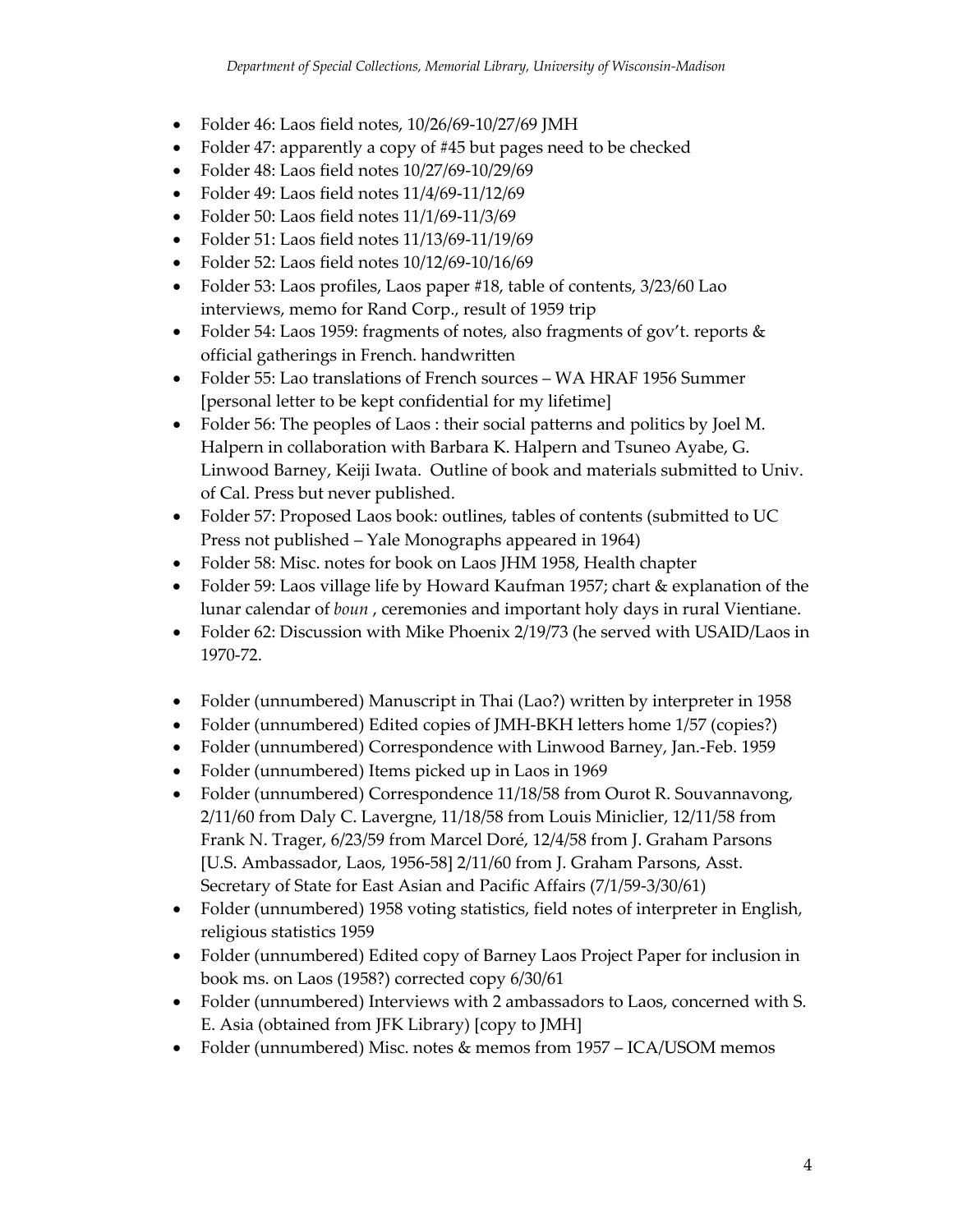- Folder 46: Laos field notes, 10/26/69-10/27/69 JMH
- Folder 47: apparently a copy of #45 but pages need to be checked
- Folder 48: Laos field notes 10/27/69-10/29/69
- Folder 49: Laos field notes 11/4/69-11/12/69
- Folder 50: Laos field notes 11/1/69-11/3/69
- Folder 51: Laos field notes 11/13/69-11/19/69
- Folder 52: Laos field notes 10/12/69-10/16/69
- Folder 53: Laos profiles, Laos paper #18, table of contents, 3/23/60 Lao interviews, memo for Rand Corp., result of 1959 trip
- Folder 54: Laos 1959: fragments of notes, also fragments of gov't. reports & official gatherings in French. handwritten
- Folder 55: Lao translations of French sources – WA HRAF 1956 Summer [personal letter to be kept confidential for my lifetime]
- Folder 56: The peoples of Laos : their social patterns and politics by Joel M. Halpern in collaboration with Barbara K. Halpern and Tsuneo Ayabe, G. Linwood Barney, Keiji Iwata. Outline of book and materials submitted to Univ. of Cal. Press but never published.
- Folder 57: Proposed Laos book: outlines, tables of contents (submitted to UC Press not published – Yale Monographs appeared in 1964)
- Folder 58: Misc. notes for book on Laos JHM 1958, Health chapter
- Folder 59: Laos village life by Howard Kaufman 1957; chart & explanation of the lunar calendar of *boun* , ceremonies and important holy days in rural Vientiane.
- Folder 62: Discussion with Mike Phoenix 2/19/73 (he served with USAID/Laos in 1970-72.

- Folder (unnumbered) Manuscript in Thai (Lao?) written by interpreter in 1958
- Folder (unnumbered) Edited copies of JMH-BKH letters home 1/57 (copies?)
- Folder (unnumbered) Correspondence with Linwood Barney, Jan.-Feb. 1959
- Folder (unnumbered) Items picked up in Laos in 1969
- Folder (unnumbered) Correspondence 11/18/58 from Ourot R. Souvannavong, 2/11/60 from Daly C. Lavergne, 11/18/58 from Louis Miniclier, 12/11/58 from Frank N. Trager, 6/23/59 from Marcel Doré, 12/4/58 from J. Graham Parsons [U.S. Ambassador, Laos, 1956-58] 2/11/60 from J. Graham Parsons, Asst. Secretary of State for East Asian and Pacific Affairs (7/1/59-3/30/61)
- Folder (unnumbered) 1958 voting statistics, field notes of interpreter in English, religious statistics 1959
- Folder (unnumbered) Edited copy of Barney Laos Project Paper for inclusion in book ms. on Laos (1958?) corrected copy 6/30/61
- Folder (unnumbered) Interviews with 2 ambassadors to Laos, concerned with S. E. Asia (obtained from JFK Library) [copy to JMH]
- Folder (unnumbered) Misc. notes & memos from 1957 – ICA/USOM memos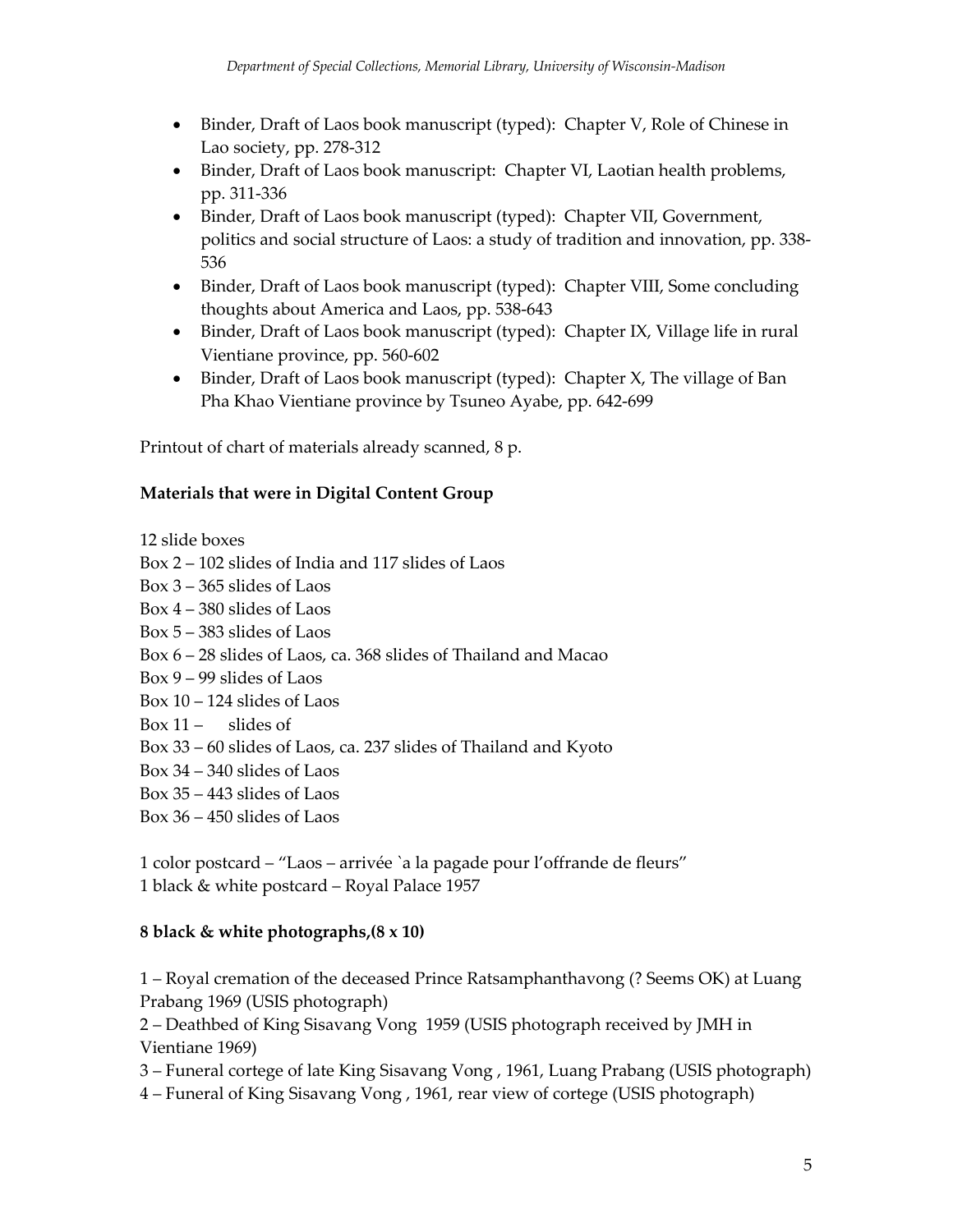- Binder, Draft of Laos book manuscript (typed): Chapter V, Role of Chinese in Lao society, pp. 278-312
- Binder, Draft of Laos book manuscript: Chapter VI, Laotian health problems, pp. 311-336
- Binder, Draft of Laos book manuscript (typed): Chapter VII, Government, politics and social structure of Laos: a study of tradition and innovation, pp. 338-536
- Binder, Draft of Laos book manuscript (typed): Chapter VIII, Some concluding thoughts about America and Laos, pp. 538-643
- Binder, Draft of Laos book manuscript (typed): Chapter IX, Village life in rural Vientiane province, pp. 560-602
- Binder, Draft of Laos book manuscript (typed): Chapter X, The village of Ban Pha Khao Vientiane province by Tsuneo Ayabe, pp. 642-699

Printout of chart of materials already scanned, 8 p.

**Materials that were in Digital Content Group**

12 slide boxes  
Box 2 – 102 slides of India and 117 slides of Laos  
Box 3 – 365 slides of Laos  
Box 4 – 380 slides of Laos  
Box 5 – 383 slides of Laos  
Box 6 – 28 slides of Laos, ca. 368 slides of Thailand and Macao  
Box 9 – 99 slides of Laos  
Box 10 – 124 slides of Laos  
Box 11 –  slides of  
Box 33 – 60 slides of Laos, ca. 237 slides of Thailand and Kyoto  
Box 34 – 340 slides of Laos  
Box 35 – 443 slides of Laos  
Box 36 – 450 slides of Laos

1 color postcard – "Laos – arrivée `a la pagade pour l'offrande de fleurs"  
1 black & white postcard – Royal Palace 1957

**8 black & white photographs,(8 x 10)**

1 – Royal cremation of the deceased Prince Ratsamphanthavong (? Seems OK) at Luang Prabang 1969 (USIS photograph)  
2 – Deathbed of King Sisavang Vong 1959 (USIS photograph received by JMH in Vientiane 1969)  
3 – Funeral cortege of late King Sisavang Vong , 1961, Luang Prabang (USIS photograph)  
4 – Funeral of King Sisavang Vong , 1961, rear view of cortege (USIS photograph)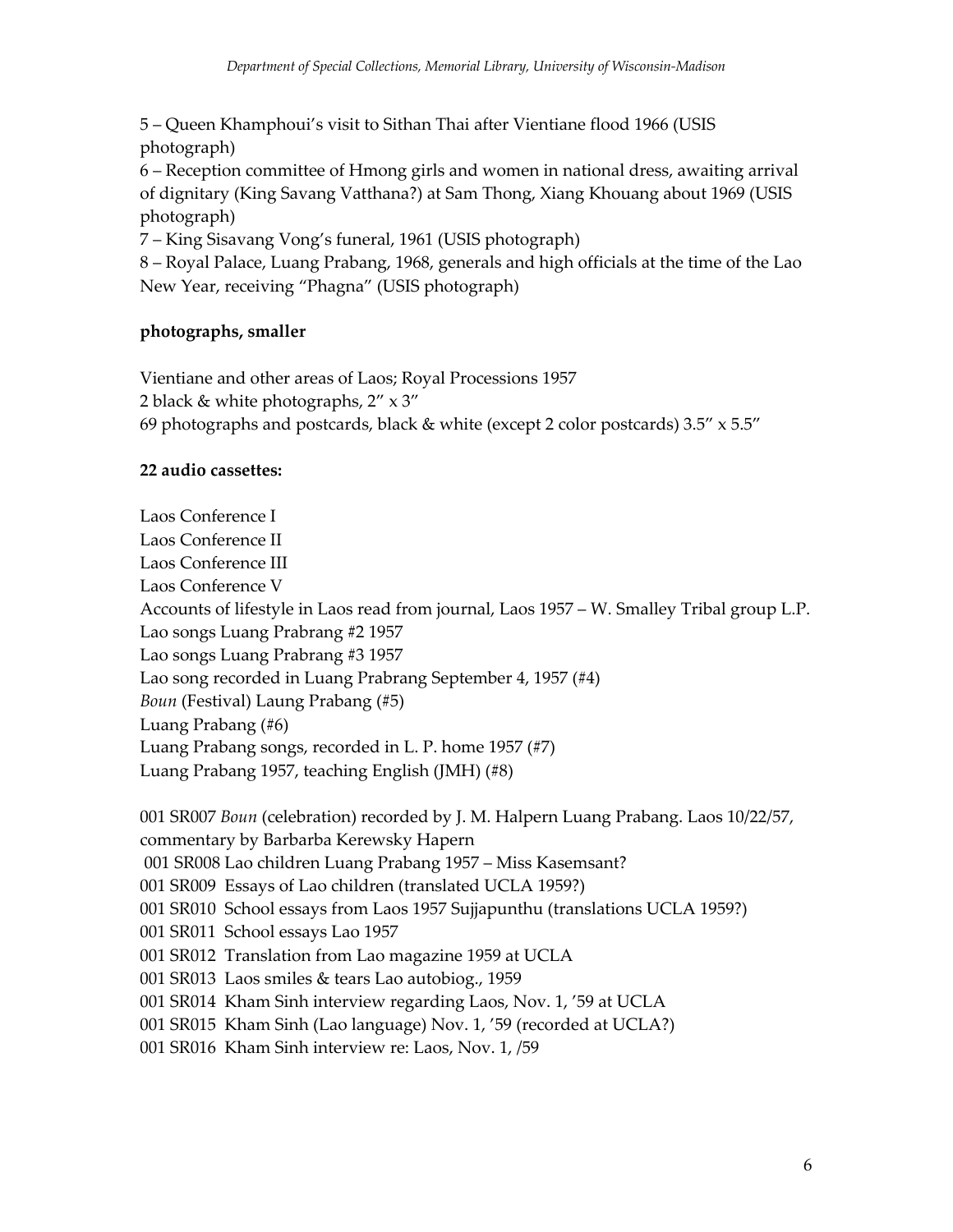5 – Queen Khamphoui's visit to Sithan Thai after Vientiane flood 1966 (USIS photograph)

6 – Reception committee of Hmong girls and women in national dress, awaiting arrival of dignitary (King Savang Vatthana?) at Sam Thong, Xiang Khouang about 1969 (USIS photograph)

7 – King Sisavang Vong's funeral, 1961 (USIS photograph)

8 – Royal Palace, Luang Prabang, 1968, generals and high officials at the time of the Lao New Year, receiving "Phagna" (USIS photograph)

**photographs, smaller**

Vientiane and other areas of Laos; Royal Processions 1957
2 black & white photographs, 2" x 3"
69 photographs and postcards, black & white (except 2 color postcards) 3.5" x 5.5"

**22 audio cassettes:**

Laos Conference I
Laos Conference II
Laos Conference III
Laos Conference V
Accounts of lifestyle in Laos read from journal, Laos 1957 – W. Smalley Tribal group L.P.
Lao songs Luang Prabrang #2 1957
Lao songs Luang Prabrang #3 1957
Lao song recorded in Luang Prabrang September 4, 1957 (#4)
*Boun* (Festival) Laung Prabang (#5)
Luang Prabang (#6)
Luang Prabang songs, recorded in L. P. home 1957 (#7)
Luang Prabang 1957, teaching English (JMH) (#8)

001 SR007 *Boun* (celebration) recorded by J. M. Halpern Luang Prabang. Laos 10/22/57, commentary by Barbarba Kerewsky Hapern
001 SR008 Lao children Luang Prabang 1957 – Miss Kasemsant?
001 SR009 Essays of Lao children (translated UCLA 1959?)
001 SR010 School essays from Laos 1957 Sujjapunthu (translations UCLA 1959?)
001 SR011 School essays Lao 1957
001 SR012 Translation from Lao magazine 1959 at UCLA
001 SR013 Laos smiles & tears Lao autobiog., 1959
001 SR014 Kham Sinh interview regarding Laos, Nov. 1, '59 at UCLA
001 SR015 Kham Sinh (Lao language) Nov. 1, '59 (recorded at UCLA?)
001 SR016 Kham Sinh interview re: Laos, Nov. 1, /59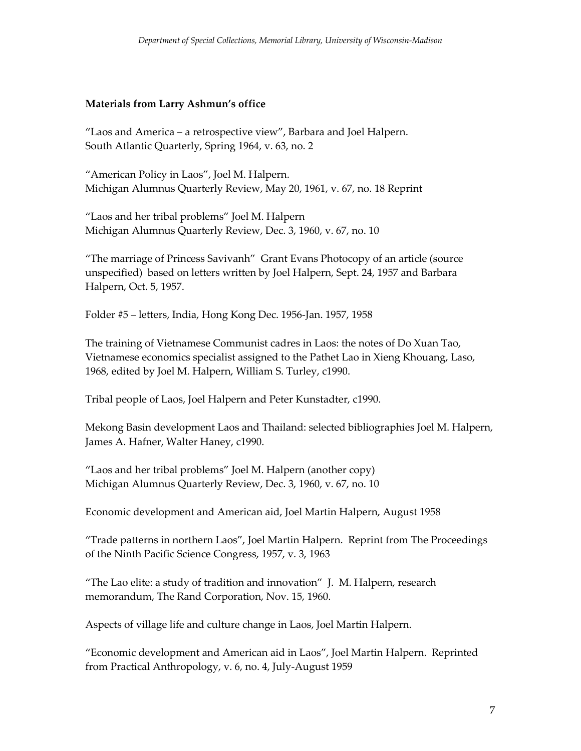**Materials from Larry Ashmun's office**

"Laos and America – a retrospective view", Barbara and Joel Halpern.
South Atlantic Quarterly, Spring 1964, v. 63, no. 2

"American Policy in Laos", Joel M. Halpern.
Michigan Alumnus Quarterly Review, May 20, 1961, v. 67, no. 18 Reprint

"Laos and her tribal problems" Joel M. Halpern
Michigan Alumnus Quarterly Review, Dec. 3, 1960, v. 67, no. 10

"The marriage of Princess Savivanh" Grant Evans Photocopy of an article (source unspecified) based on letters written by Joel Halpern, Sept. 24, 1957 and Barbara Halpern, Oct. 5, 1957.

Folder #5 – letters, India, Hong Kong Dec. 1956-Jan. 1957, 1958

The training of Vietnamese Communist cadres in Laos: the notes of Do Xuan Tao, Vietnamese economics specialist assigned to the Pathet Lao in Xieng Khouang, Laso, 1968, edited by Joel M. Halpern, William S. Turley, c1990.

Tribal people of Laos, Joel Halpern and Peter Kunstadter, c1990.

Mekong Basin development Laos and Thailand: selected bibliographies Joel M. Halpern, James A. Hafner, Walter Haney, c1990.

"Laos and her tribal problems" Joel M. Halpern (another copy)
Michigan Alumnus Quarterly Review, Dec. 3, 1960, v. 67, no. 10

Economic development and American aid, Joel Martin Halpern, August 1958

"Trade patterns in northern Laos", Joel Martin Halpern. Reprint from The Proceedings of the Ninth Pacific Science Congress, 1957, v. 3, 1963

"The Lao elite: a study of tradition and innovation" J. M. Halpern, research memorandum, The Rand Corporation, Nov. 15, 1960.

Aspects of village life and culture change in Laos, Joel Martin Halpern.

"Economic development and American aid in Laos", Joel Martin Halpern. Reprinted from Practical Anthropology, v. 6, no. 4, July-August 1959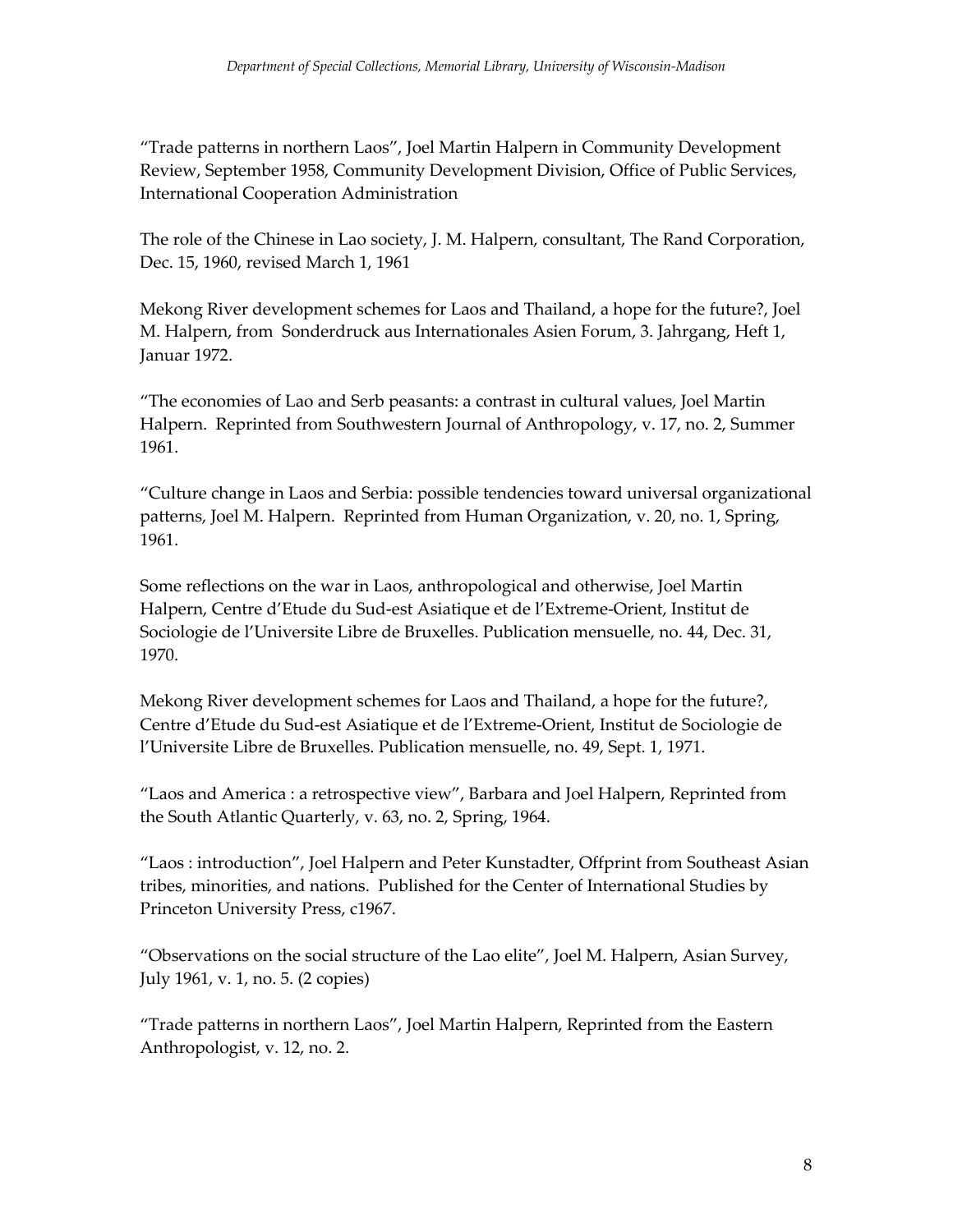"Trade patterns in northern Laos", Joel Martin Halpern in Community Development Review, September 1958, Community Development Division, Office of Public Services, International Cooperation Administration

The role of the Chinese in Lao society, J. M. Halpern, consultant, The Rand Corporation, Dec. 15, 1960, revised March 1, 1961

Mekong River development schemes for Laos and Thailand, a hope for the future?, Joel M. Halpern, from Sonderdruck aus Internationales Asien Forum, 3. Jahrgang, Heft 1, Januar 1972.

"The economies of Lao and Serb peasants: a contrast in cultural values, Joel Martin Halpern. Reprinted from Southwestern Journal of Anthropology, v. 17, no. 2, Summer 1961.

"Culture change in Laos and Serbia: possible tendencies toward universal organizational patterns, Joel M. Halpern. Reprinted from Human Organization, v. 20, no. 1, Spring, 1961.

Some reflections on the war in Laos, anthropological and otherwise, Joel Martin Halpern, Centre d'Etude du Sud-est Asiatique et de l'Extreme-Orient, Institut de Sociologie de l'Universite Libre de Bruxelles. Publication mensuelle, no. 44, Dec. 31, 1970.

Mekong River development schemes for Laos and Thailand, a hope for the future?, Centre d'Etude du Sud-est Asiatique et de l'Extreme-Orient, Institut de Sociologie de l'Universite Libre de Bruxelles. Publication mensuelle, no. 49, Sept. 1, 1971.

"Laos and America : a retrospective view", Barbara and Joel Halpern, Reprinted from the South Atlantic Quarterly, v. 63, no. 2, Spring, 1964.

"Laos : introduction", Joel Halpern and Peter Kunstadter, Offprint from Southeast Asian tribes, minorities, and nations. Published for the Center of International Studies by Princeton University Press, c1967.

"Observations on the social structure of the Lao elite", Joel M. Halpern, Asian Survey, July 1961, v. 1, no. 5. (2 copies)

"Trade patterns in northern Laos", Joel Martin Halpern, Reprinted from the Eastern Anthropologist, v. 12, no. 2.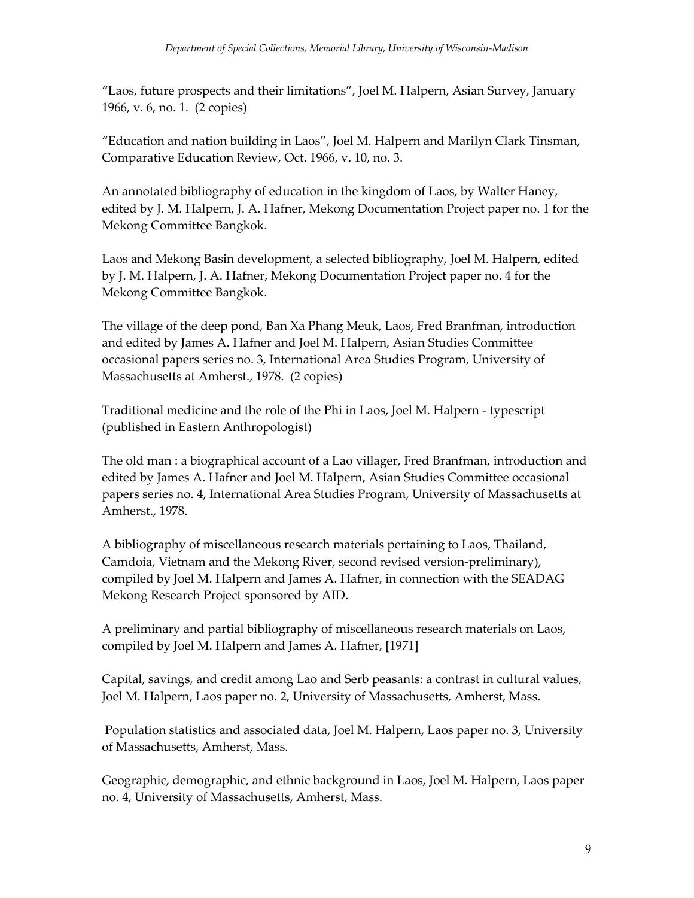"Laos, future prospects and their limitations", Joel M. Halpern, Asian Survey, January 1966, v. 6, no. 1. (2 copies)

"Education and nation building in Laos", Joel M. Halpern and Marilyn Clark Tinsman, Comparative Education Review, Oct. 1966, v. 10, no. 3.

An annotated bibliography of education in the kingdom of Laos, by Walter Haney, edited by J. M. Halpern, J. A. Hafner, Mekong Documentation Project paper no. 1 for the Mekong Committee Bangkok.

Laos and Mekong Basin development, a selected bibliography, Joel M. Halpern, edited by J. M. Halpern, J. A. Hafner, Mekong Documentation Project paper no. 4 for the Mekong Committee Bangkok.

The village of the deep pond, Ban Xa Phang Meuk, Laos, Fred Branfman, introduction and edited by James A. Hafner and Joel M. Halpern, Asian Studies Committee occasional papers series no. 3, International Area Studies Program, University of Massachusetts at Amherst., 1978. (2 copies)

Traditional medicine and the role of the Phi in Laos, Joel M. Halpern - typescript (published in Eastern Anthropologist)

The old man : a biographical account of a Lao villager, Fred Branfman, introduction and edited by James A. Hafner and Joel M. Halpern, Asian Studies Committee occasional papers series no. 4, International Area Studies Program, University of Massachusetts at Amherst., 1978.

A bibliography of miscellaneous research materials pertaining to Laos, Thailand, Camdoia, Vietnam and the Mekong River, second revised version-preliminary), compiled by Joel M. Halpern and James A. Hafner, in connection with the SEADAG Mekong Research Project sponsored by AID.

A preliminary and partial bibliography of miscellaneous research materials on Laos, compiled by Joel M. Halpern and James A. Hafner, [1971]

Capital, savings, and credit among Lao and Serb peasants: a contrast in cultural values, Joel M. Halpern, Laos paper no. 2, University of Massachusetts, Amherst, Mass.

Population statistics and associated data, Joel M. Halpern, Laos paper no. 3, University of Massachusetts, Amherst, Mass.

Geographic, demographic, and ethnic background in Laos, Joel M. Halpern, Laos paper no. 4, University of Massachusetts, Amherst, Mass.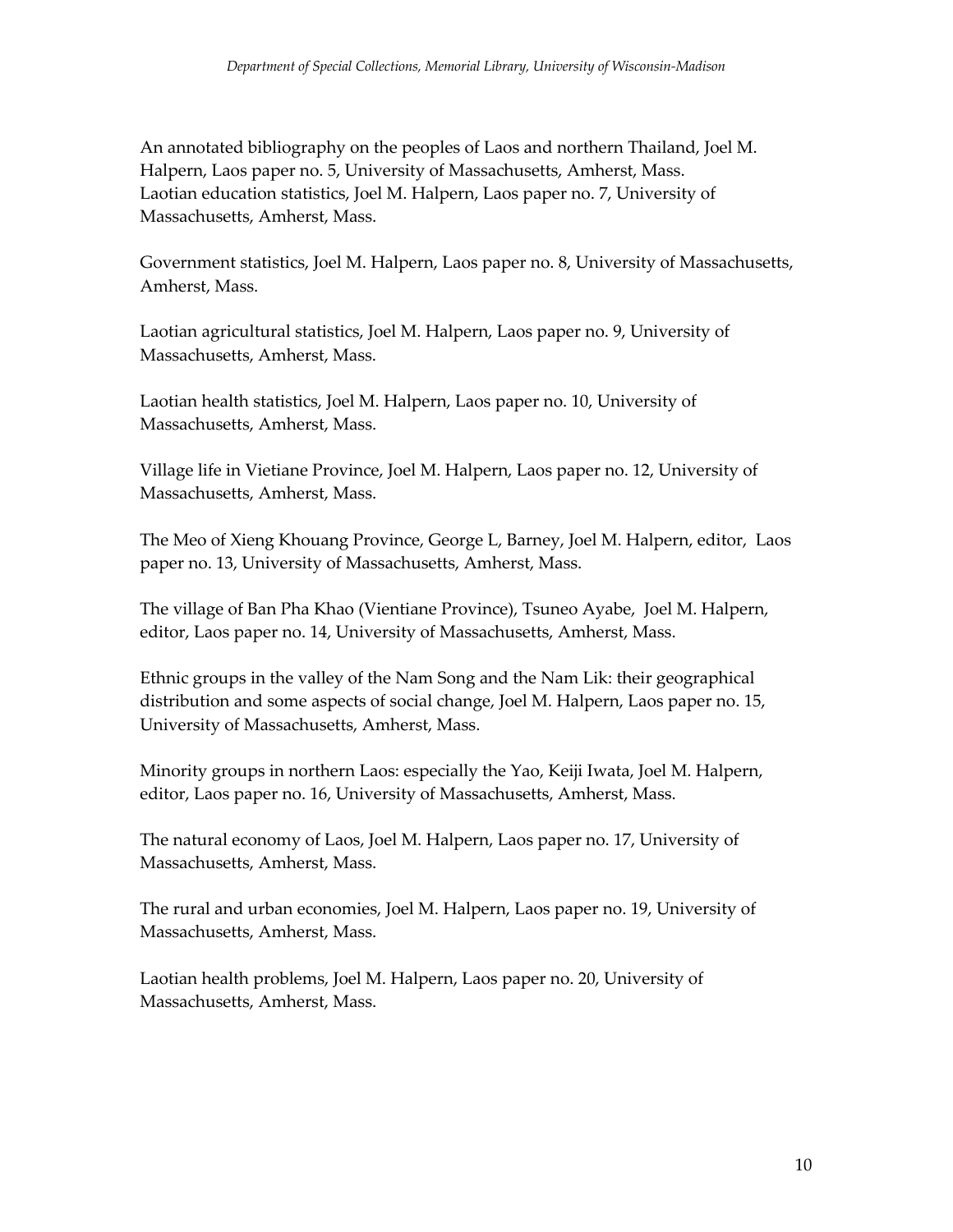An annotated bibliography on the peoples of Laos and northern Thailand, Joel M. Halpern, Laos paper no. 5, University of Massachusetts, Amherst, Mass.
Laotian education statistics, Joel M. Halpern, Laos paper no. 7, University of Massachusetts, Amherst, Mass.

Government statistics, Joel M. Halpern, Laos paper no. 8, University of Massachusetts, Amherst, Mass.

Laotian agricultural statistics, Joel M. Halpern, Laos paper no. 9, University of Massachusetts, Amherst, Mass.

Laotian health statistics, Joel M. Halpern, Laos paper no. 10, University of Massachusetts, Amherst, Mass.

Village life in Vietiane Province, Joel M. Halpern, Laos paper no. 12, University of Massachusetts, Amherst, Mass.

The Meo of Xieng Khouang Province, George L, Barney, Joel M. Halpern, editor, Laos paper no. 13, University of Massachusetts, Amherst, Mass.

The village of Ban Pha Khao (Vientiane Province), Tsuneo Ayabe, Joel M. Halpern, editor, Laos paper no. 14, University of Massachusetts, Amherst, Mass.

Ethnic groups in the valley of the Nam Song and the Nam Lik: their geographical distribution and some aspects of social change, Joel M. Halpern, Laos paper no. 15, University of Massachusetts, Amherst, Mass.

Minority groups in northern Laos: especially the Yao, Keiji Iwata, Joel M. Halpern, editor, Laos paper no. 16, University of Massachusetts, Amherst, Mass.

The natural economy of Laos, Joel M. Halpern, Laos paper no. 17, University of Massachusetts, Amherst, Mass.

The rural and urban economies, Joel M. Halpern, Laos paper no. 19, University of Massachusetts, Amherst, Mass.

Laotian health problems, Joel M. Halpern, Laos paper no. 20, University of Massachusetts, Amherst, Mass.